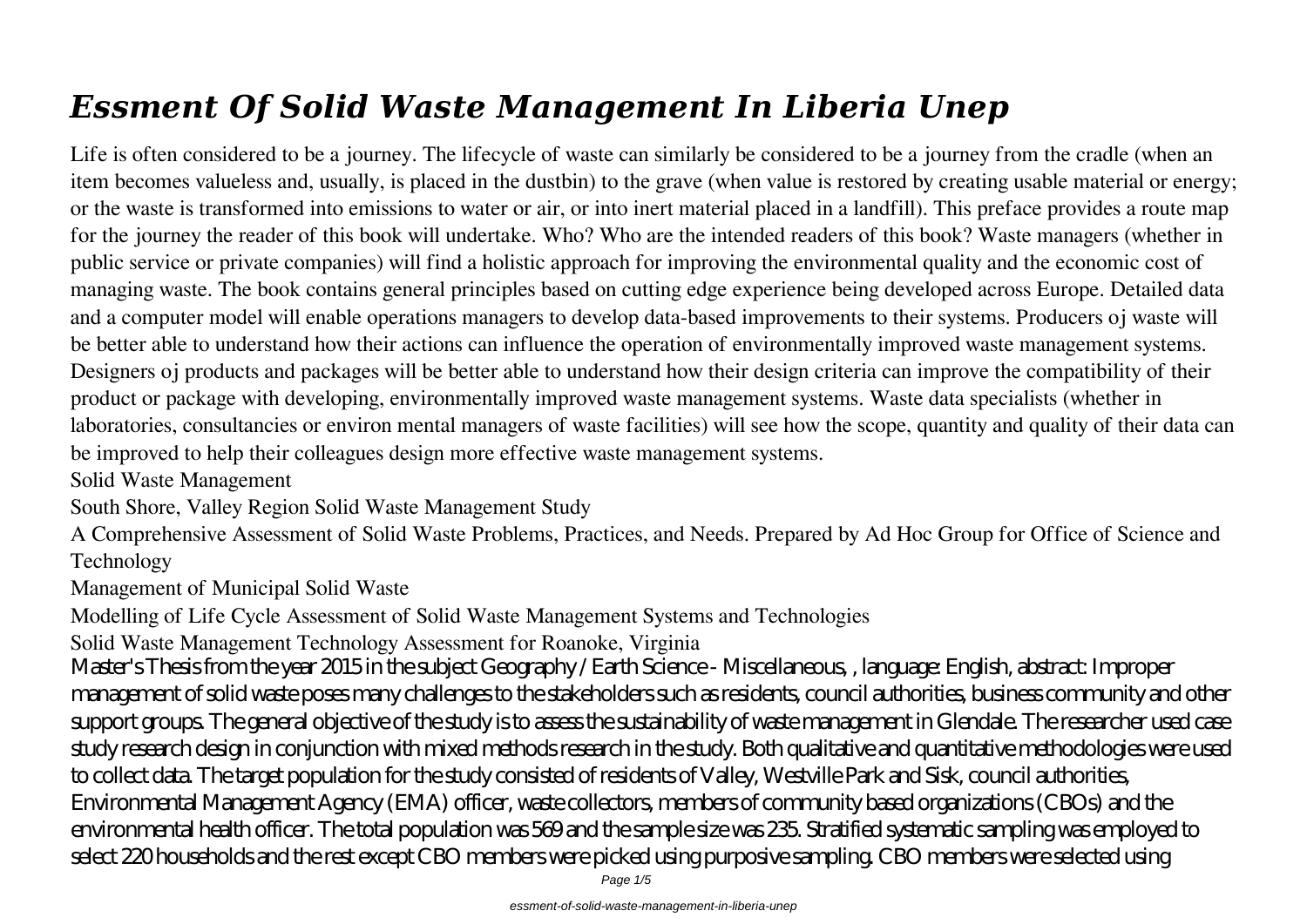# *Essment Of Solid Waste Management In Liberia Unep*

Life is often considered to be a journey. The lifecycle of waste can similarly be considered to be a journey from the cradle (when an item becomes valueless and, usually, is placed in the dustbin) to the grave (when value is restored by creating usable material or energy; or the waste is transformed into emissions to water or air, or into inert material placed in a landfill). This preface provides a route map for the journey the reader of this book will undertake. Who? Who are the intended readers of this book? Waste managers (whether in public service or private companies) will find a holistic approach for improving the environmental quality and the economic cost of managing waste. The book contains general principles based on cutting edge experience being developed across Europe. Detailed data and a computer model will enable operations managers to develop data-based improvements to their systems. Producers oj waste will be better able to understand how their actions can influence the operation of environmentally improved waste management systems. Designers oj products and packages will be better able to understand how their design criteria can improve the compatibility of their product or package with developing, environmentally improved waste management systems. Waste data specialists (whether in laboratories, consultancies or environ mental managers of waste facilities) will see how the scope, quantity and quality of their data can be improved to help their colleagues design more effective waste management systems.

Solid Waste Management

South Shore, Valley Region Solid Waste Management Study

A Comprehensive Assessment of Solid Waste Problems, Practices, and Needs. Prepared by Ad Hoc Group for Office of Science and Technology

Management of Municipal Solid Waste

Modelling of Life Cycle Assessment of Solid Waste Management Systems and Technologies

Solid Waste Management Technology Assessment for Roanoke, Virginia

Master's Thesis from the year 2015 in the subject Geography / Earth Science - Miscellaneous, , language: English, abstract: Improper management of solid waste poses many challenges to the stakeholders such as residents, council authorities, business community and other support groups. The general objective of the study is to assess the sustainability of waste management in Glendale. The researcher used case study research design in conjunction with mixed methods research in the study. Both qualitative and quantitative methodologies were used to collect data. The target population for the study consisted of residents of Valley, Westville Park and Sisk, council authorities, Environmental Management Agency (EMA) officer, waste collectors, members of community based organizations (CBOs) and the environmental health officer. The total population was 569 and the sample size was 235. Stratified systematic sampling was employed to select 220 households and the rest except CBO members were picked using purposive sampling. CBO members were selected using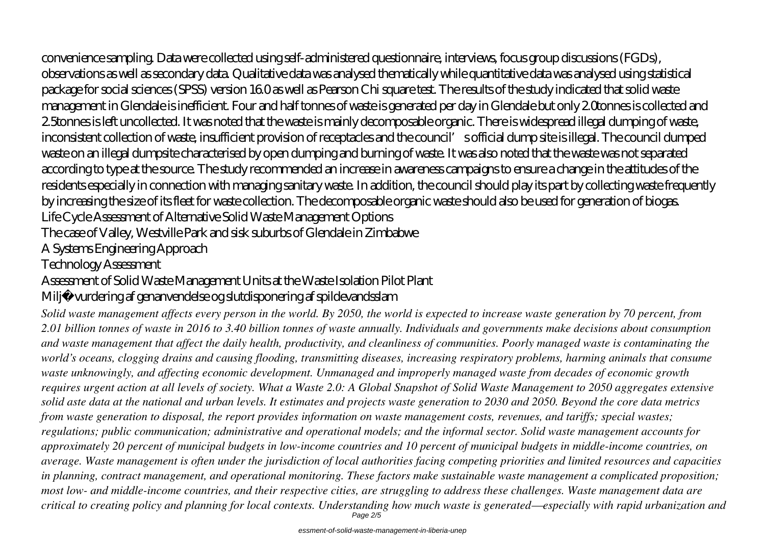convenience sampling. Data were collected using self-administered questionnaire, interviews, focus group discussions (FGDs), observations as well as secondary data. Qualitative data was analysed thematically while quantitative data was analysed using statistical package for social sciences (SPSS) version 16.0 as well as Pearson Chi square test. The results of the study indicated that solid waste management in Glendale is inefficient. Four and half tonnes of waste is generated per day in Glendale but only 2.0tonnes is collected and 2.5tonnes is left uncollected. It was noted that the waste is mainly decomposable organic. There is widespread illegal dumping of waste, inconsistent collection of waste, insufficient provision of receptacles and the council's official dump site is illegal. The council dumped waste on an illegal dumpsite characterised by open dumping and burning of waste. It was also noted that the waste was not separated according to type at the source. The study recommended an increase in awareness campaigns to ensure a change in the attitudes of the residents especially in connection with managing sanitary waste. In addition, the council should play its part by collecting waste frequently by increasing the size of its fleet for waste collection. The decomposable organic waste should also be used for generation of biogas.

Life Cycle Assessment of Alternative Solid Waste Management Options

The case of Valley, Westville Park and sisk suburbs of Glendale in Zimbabwe

A Systems Engineering Approach

Technology Assessment

Assessment of Solid Waste Management Units at the Waste Isolation Pilot Plant

Milj�vurdering af genanvendelse og slutdisponering af spildevandsslam

*Solid waste management affects every person in the world. By 2050, the world is expected to increase waste generation by 70 percent, from 2.01 billion tonnes of waste in 2016 to 3.40 billion tonnes of waste annually. Individuals and governments make decisions about consumption and waste management that affect the daily health, productivity, and cleanliness of communities. Poorly managed waste is contaminating the world's oceans, clogging drains and causing flooding, transmitting diseases, increasing respiratory problems, harming animals that consume waste unknowingly, and affecting economic development. Unmanaged and improperly managed waste from decades of economic growth requires urgent action at all levels of society. What a Waste 2.0: A Global Snapshot of Solid Waste Management to 2050 aggregates extensive solid aste data at the national and urban levels. It estimates and projects waste generation to 2030 and 2050. Beyond the core data metrics from waste generation to disposal, the report provides information on waste management costs, revenues, and tariffs; special wastes; regulations; public communication; administrative and operational models; and the informal sector. Solid waste management accounts for approximately 20 percent of municipal budgets in low-income countries and 10 percent of municipal budgets in middle-income countries, on average. Waste management is often under the jurisdiction of local authorities facing competing priorities and limited resources and capacities in planning, contract management, and operational monitoring. These factors make sustainable waste management a complicated proposition; most low- and middle-income countries, and their respective cities, are struggling to address these challenges. Waste management data are critical to creating policy and planning for local contexts. Understanding how much waste is generated—especially with rapid urbanization and*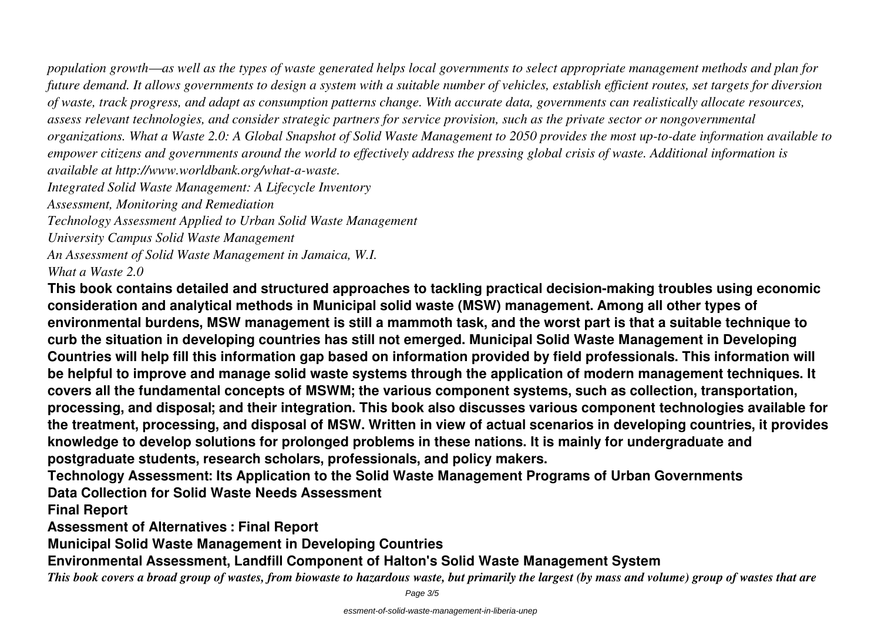*population growth—as well as the types of waste generated helps local governments to select appropriate management methods and plan for future demand. It allows governments to design a system with a suitable number of vehicles, establish efficient routes, set targets for diversion of waste, track progress, and adapt as consumption patterns change. With accurate data, governments can realistically allocate resources, assess relevant technologies, and consider strategic partners for service provision, such as the private sector or nongovernmental organizations. What a Waste 2.0: A Global Snapshot of Solid Waste Management to 2050 provides the most up-to-date information available to empower citizens and governments around the world to effectively address the pressing global crisis of waste. Additional information is available at http://www.worldbank.org/what-a-waste.*

*Integrated Solid Waste Management: A Lifecycle Inventory*

*Assessment, Monitoring and Remediation*

*Technology Assessment Applied to Urban Solid Waste Management*

*University Campus Solid Waste Management*

*An Assessment of Solid Waste Management in Jamaica, W.I.*

*What a Waste 2.0*

**This book contains detailed and structured approaches to tackling practical decision-making troubles using economic consideration and analytical methods in Municipal solid waste (MSW) management. Among all other types of environmental burdens, MSW management is still a mammoth task, and the worst part is that a suitable technique to curb the situation in developing countries has still not emerged. Municipal Solid Waste Management in Developing Countries will help fill this information gap based on information provided by field professionals. This information will be helpful to improve and manage solid waste systems through the application of modern management techniques. It covers all the fundamental concepts of MSWM; the various component systems, such as collection, transportation, processing, and disposal; and their integration. This book also discusses various component technologies available for the treatment, processing, and disposal of MSW. Written in view of actual scenarios in developing countries, it provides knowledge to develop solutions for prolonged problems in these nations. It is mainly for undergraduate and postgraduate students, research scholars, professionals, and policy makers.**

**Technology Assessment: Its Application to the Solid Waste Management Programs of Urban Governments**

**Data Collection for Solid Waste Needs Assessment**

**Final Report**

**Assessment of Alternatives : Final Report**

**Municipal Solid Waste Management in Developing Countries**

**Environmental Assessment, Landfill Component of Halton's Solid Waste Management System**

***This book covers a broad group of wastes, from biowaste to hazardous waste, but primarily the largest (by mass and volume) group of wastes that are***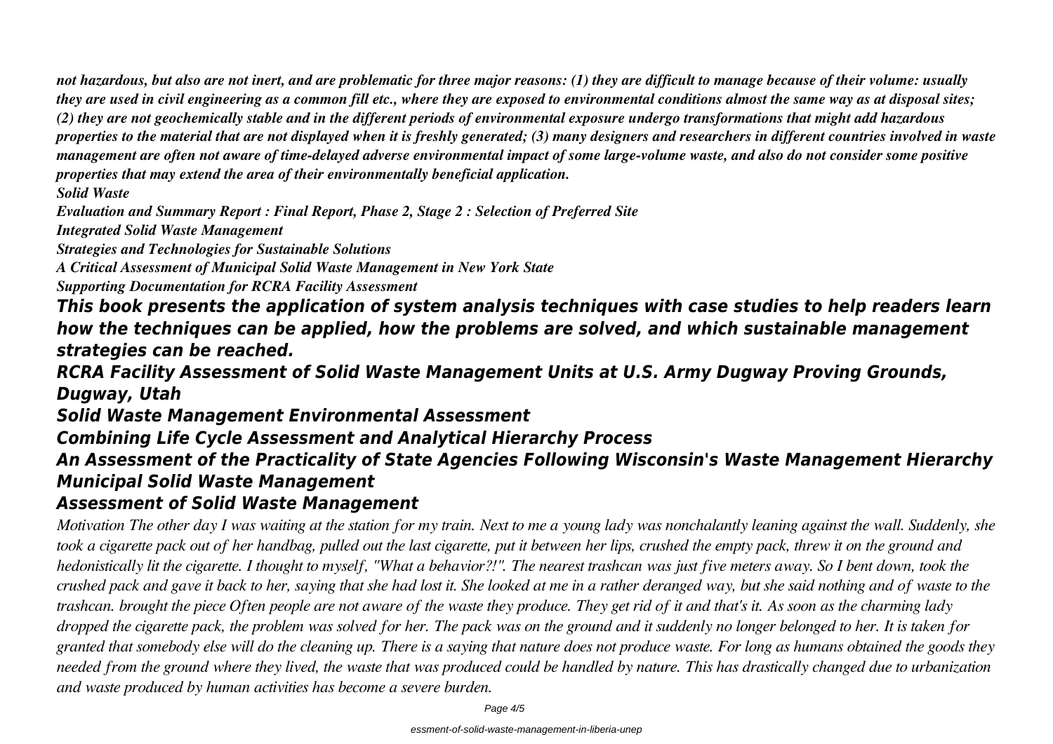*not hazardous, but also are not inert, and are problematic for three major reasons: (1) they are difficult to manage because of their volume: usually they are used in civil engineering as a common fill etc., where they are exposed to environmental conditions almost the same way as at disposal sites; (2) they are not geochemically stable and in the different periods of environmental exposure undergo transformations that might add hazardous properties to the material that are not displayed when it is freshly generated; (3) many designers and researchers in different countries involved in waste management are often not aware of time-delayed adverse environmental impact of some large-volume waste, and also do not consider some positive properties that may extend the area of their environmentally beneficial application.*

***Solid Waste***

***Evaluation and Summary Report : Final Report, Phase 2, Stage 2 : Selection of Preferred Site***

***Integrated Solid Waste Management***

***Strategies and Technologies for Sustainable Solutions***

***A Critical Assessment of Municipal Solid Waste Management in New York State***

***Supporting Documentation for RCRA Facility Assessment***

***This book presents the application of system analysis techniques with case studies to help readers learn how the techniques can be applied, how the problems are solved, and which sustainable management strategies can be reached.***

***RCRA Facility Assessment of Solid Waste Management Units at U.S. Army Dugway Proving Grounds, Dugway, Utah***

***Solid Waste Management Environmental Assessment***

***Combining Life Cycle Assessment and Analytical Hierarchy Process***

***An Assessment of the Practicality of State Agencies Following Wisconsin's Waste Management Hierarchy***

***Municipal Solid Waste Management***

***Assessment of Solid Waste Management***

*Motivation The other day I was waiting at the station for my train. Next to me a young lady was nonchalantly leaning against the wall. Suddenly, she took a cigarette pack out of her handbag, pulled out the last cigarette, put it between her lips, crushed the empty pack, threw it on the ground and hedonistically lit the cigarette. I thought to myself, "What a behavior?!". The nearest trashcan was just five meters away. So I bent down, took the crushed pack and gave it back to her, saying that she had lost it. She looked at me in a rather deranged way, but she said nothing and of waste to the trashcan. brought the piece Often people are not aware of the waste they produce. They get rid of it and that's it. As soon as the charming lady dropped the cigarette pack, the problem was solved for her. The pack was on the ground and it suddenly no longer belonged to her. It is taken for granted that somebody else will do the cleaning up. There is a saying that nature does not produce waste. For long as humans obtained the goods they needed from the ground where they lived, the waste that was produced could be handled by nature. This has drastically changed due to urbanization and waste produced by human activities has become a severe burden.*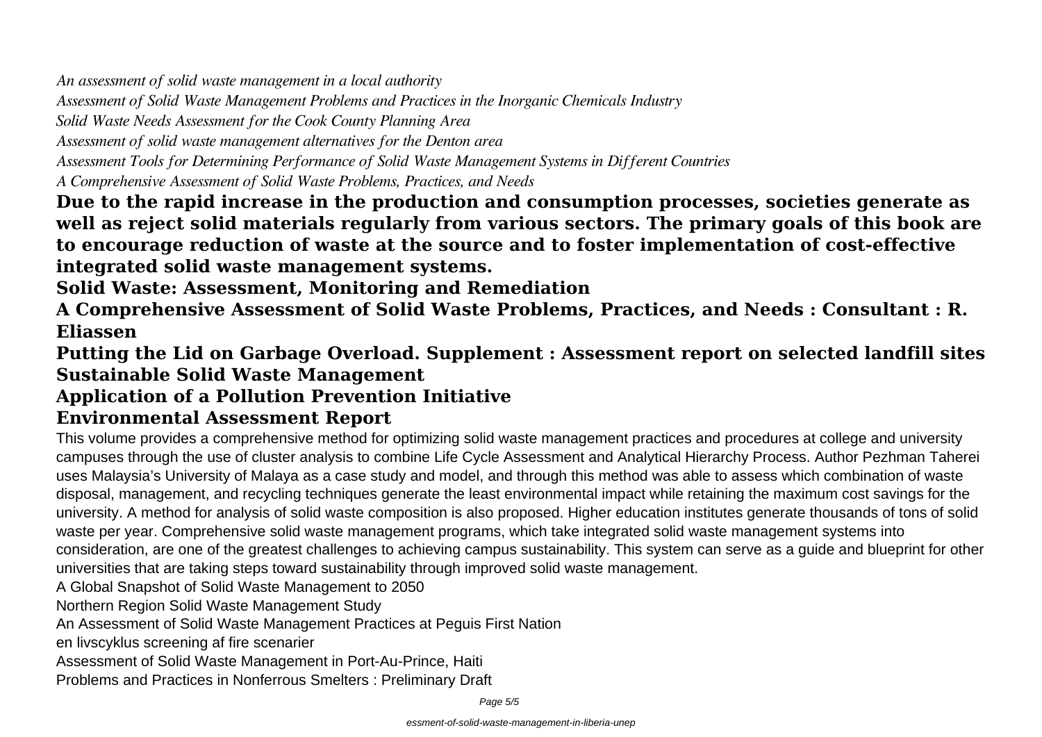*An assessment of solid waste management in a local authority*

*Assessment of Solid Waste Management Problems and Practices in the Inorganic Chemicals Industry*

*Solid Waste Needs Assessment for the Cook County Planning Area*

*Assessment of solid waste management alternatives for the Denton area*

*Assessment Tools for Determining Performance of Solid Waste Management Systems in Different Countries*

*A Comprehensive Assessment of Solid Waste Problems, Practices, and Needs*

**Due to the rapid increase in the production and consumption processes, societies generate as well as reject solid materials regularly from various sectors. The primary goals of this book are to encourage reduction of waste at the source and to foster implementation of cost-effective integrated solid waste management systems.**

**Solid Waste: Assessment, Monitoring and Remediation**

**A Comprehensive Assessment of Solid Waste Problems, Practices, and Needs : Consultant : R. Eliassen**

**Putting the Lid on Garbage Overload. Supplement : Assessment report on selected landfill sites**

**Sustainable Solid Waste Management**

**Application of a Pollution Prevention Initiative**

**Environmental Assessment Report**

This volume provides a comprehensive method for optimizing solid waste management practices and procedures at college and university campuses through the use of cluster analysis to combine Life Cycle Assessment and Analytical Hierarchy Process. Author Pezhman Taherei uses Malaysia's University of Malaya as a case study and model, and through this method was able to assess which combination of waste disposal, management, and recycling techniques generate the least environmental impact while retaining the maximum cost savings for the university. A method for analysis of solid waste composition is also proposed. Higher education institutes generate thousands of tons of solid waste per year. Comprehensive solid waste management programs, which take integrated solid waste management systems into consideration, are one of the greatest challenges to achieving campus sustainability. This system can serve as a guide and blueprint for other universities that are taking steps toward sustainability through improved solid waste management.

A Global Snapshot of Solid Waste Management to 2050

Northern Region Solid Waste Management Study

An Assessment of Solid Waste Management Practices at Peguis First Nation

en livscyklus screening af fire scenarier

Assessment of Solid Waste Management in Port-Au-Prince, Haiti

Problems and Practices in Nonferrous Smelters : Preliminary Draft